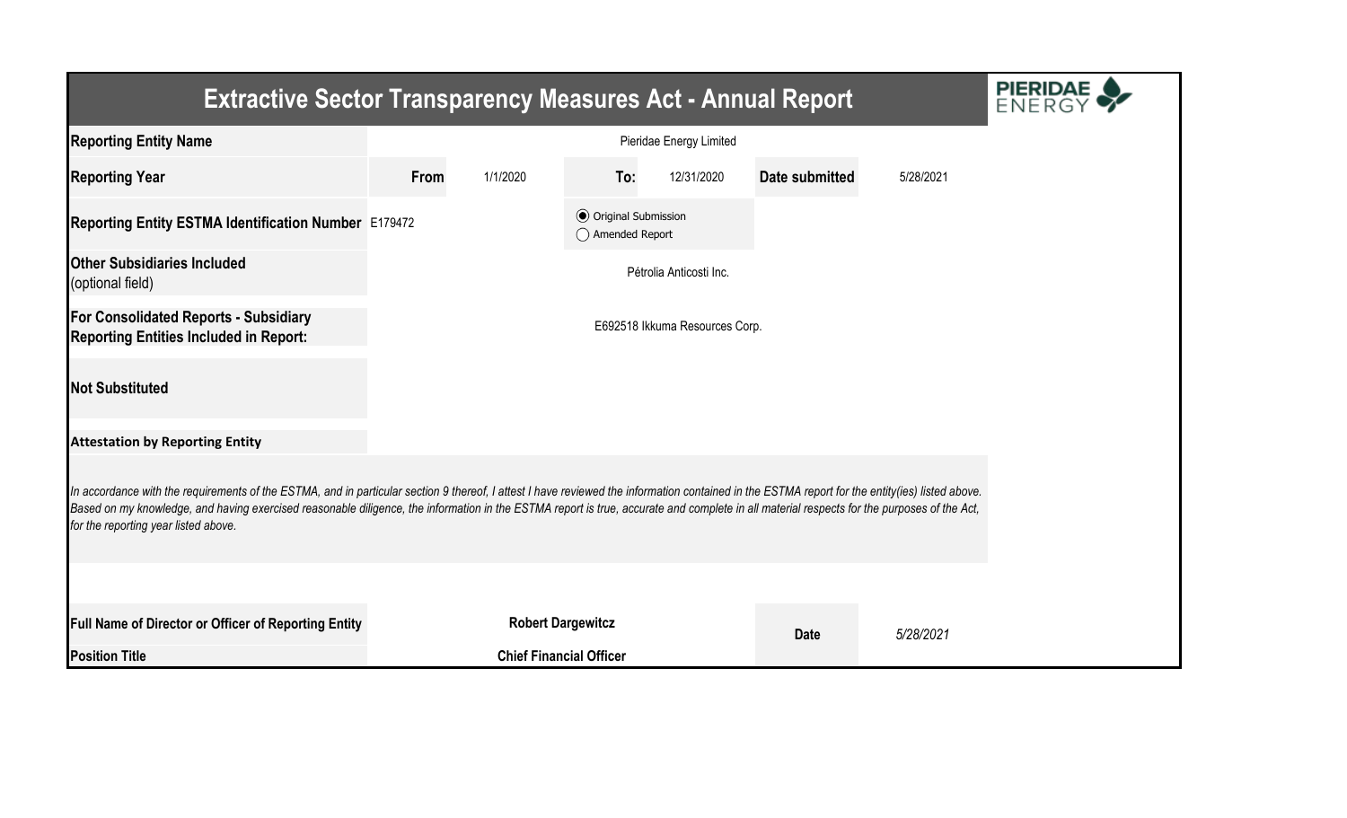# Extractive Sector Transparency Measures Act - Annual Report

| | | | | | | |
|---|---|---|---|---|---|---|
| **Reporting Entity Name** | Pieridae Energy Limited | | | | | |
| **Reporting Year** | **From** | 1/1/2020 | **To:** | 12/31/2020 | **Date submitted** | 5/28/2021 |
| **Reporting Entity ESTMA Identification Number** | E179472 | | (●) Original Submission<br>( ) Amended Report | | | |
| **Other Subsidiaries Included** (optional field) | Pétrolia Anticosti Inc. | | | | | |
| **For Consolidated Reports - Subsidiary Reporting Entities Included in Report:** | E692518 Ikkuma Resources Corp. | | | | | |
| **Not Substituted** | | | | | | |

**Attestation by Reporting Entity**

*In accordance with the requirements of the ESTMA, and in particular section 9 thereof, I attest I have reviewed the information contained in the ESTMA report for the entity(ies) listed above. Based on my knowledge, and having exercised reasonable diligence, the information in the ESTMA report is true, accurate and complete in all material respects for the purposes of the Act, for the reporting year listed above.*

| | | | |
|---|---|---|---|
| **Full Name of Director or Officer of Reporting Entity** | **Robert Dargewitcz** | **Date** | *5/28/2021* |
| **Position Title** | **Chief Financial Officer** | | |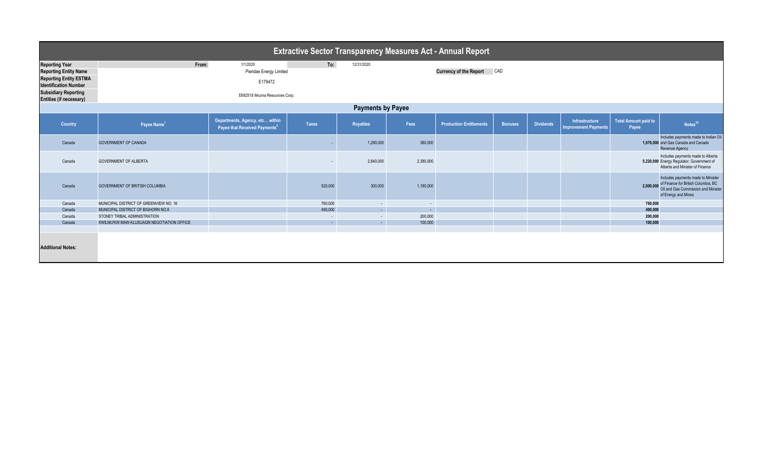# Extractive Sector Transparency Measures Act - Annual Report

| | | | | |
|---|---|---|---|---|
| **Reporting Year** | From: | 1/1/2020 | To: | 12/31/2020 |
| **Reporting Entity Name** | | Pieridae Energy Limited | **Currency of the Report** | CAD |
| **Reporting Entity ESTMA Identification Number** | | E179472 | | |
| **Subsidiary Reporting Entities (if necessary)** | | E692518 Ikkuma Resources Corp. | | |

## Payments by Payee

| Country | Payee Name[1] | Departments, Agency, etc… within Payee that Received Payments[2] | Taxes | Royalties | Fees | Production Entitlements | Bonuses | Dividends | Infrastructure Improvement Payments | Total Amount paid to Payee | Notes[34] |
|---|---|---|---|---|---|---|---|---|---|---|---|
| Canada | GOVERNMENT OF CANADA | | - | 1,290,000 | 380,000 | | | | | **1,670,000** | Includes payments made to Indian Oil and Gas Canada and Canada Revenue Agency |
| Canada | GOVERNMENT OF ALBERTA | | - | 2,840,000 | 2,380,000 | | | | | **5,220,000** | Includes payments made to Alberta Energy Regulator, Government of Alberta and Minister of Finance |
| Canada | GOVERNMENT OF BRITISH COLUMBIA | | 520,000 | 300,000 | 1,180,000 | | | | | **2,000,000** | Includes payments made to Minister of Finance for British Columbia, BC Oil and Gas Commission and Minister of Energy and Mines |
| Canada | MUNICIPAL DISTRICT OF GREENVIEW NO. 16 | | 760,000 | - | - | | | | | **760,000** | |
| Canada | MUNICIPAL DISTRICT OF BIGHORN NO.8 | | 490,000 | - | - | | | | | **490,000** | |
| Canada | STONEY TRIBAL ADMINISTRATION | | - | - | 200,000 | | | | | **200,000** | |
| Canada | KWILMU'KW MAW-KLUSUAQN NEGOTIATION OFFICE | | - | - | 100,000 | | | | | **100,000** | |

**Additional Notes:**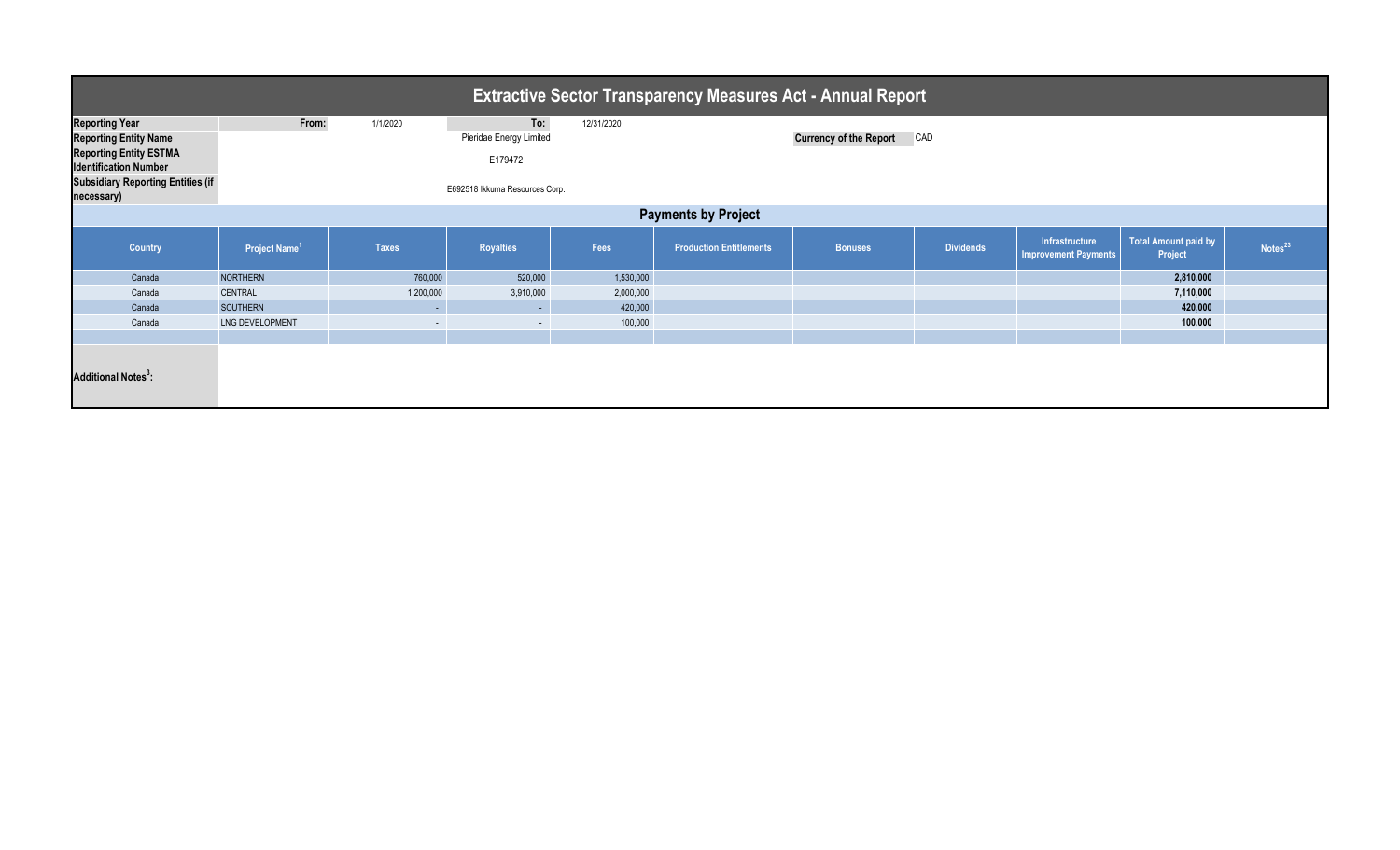# Extractive Sector Transparency Measures Act - Annual Report

| | | | |
|---|---|---|---|
| **Reporting Year** | From: 1/1/2020 | To: 12/31/2020 | |
| **Reporting Entity Name** | Pieridae Energy Limited | **Currency of the Report** | CAD |
| **Reporting Entity ESTMA Identification Number** | E179472 | | |
| **Subsidiary Reporting Entities (if necessary)** | E692518 Ikkuma Resources Corp. | | |

## Payments by Project

| Country | Project Name[1] | Taxes | Royalties | Fees | Production Entitlements | Bonuses | Dividends | Infrastructure Improvement Payments | Total Amount paid by Project | Notes[23] |
|---|---|---|---|---|---|---|---|---|---|---|
| Canada | NORTHERN | 760,000 | 520,000 | 1,530,000 | | | | | **2,810,000** | |
| Canada | CENTRAL | 1,200,000 | 3,910,000 | 2,000,000 | | | | | **7,110,000** | |
| Canada | SOUTHERN | - | - | 420,000 | | | | | **420,000** | |
| Canada | LNG DEVELOPMENT | - | - | 100,000 | | | | | **100,000** | |
| | | | | | | | | | | |

**Additional Notes[3]:**